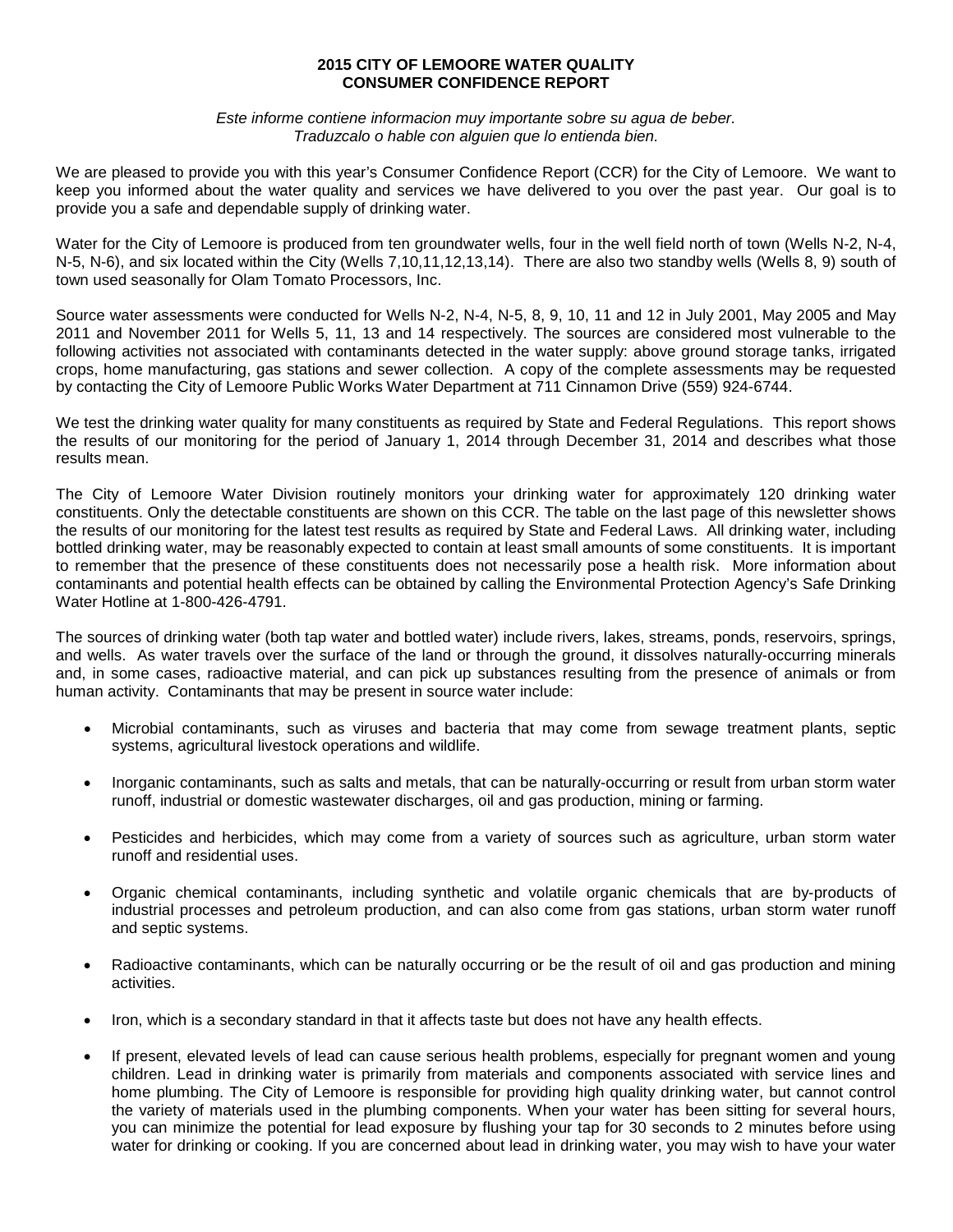# 2015 CITY OF LEMOORE WATER QUALITY CONSUMER CONFIDENCE REPORT

*Este informe contiene informacion muy importante sobre su agua de beber.*
*Traduzcalo o hable con alguien que lo entienda bien.*

We are pleased to provide you with this year's Consumer Confidence Report (CCR) for the City of Lemoore. We want to keep you informed about the water quality and services we have delivered to you over the past year. Our goal is to provide you a safe and dependable supply of drinking water.

Water for the City of Lemoore is produced from ten groundwater wells, four in the well field north of town (Wells N-2, N-4, N-5, N-6), and six located within the City (Wells 7,10,11,12,13,14). There are also two standby wells (Wells 8, 9) south of town used seasonally for Olam Tomato Processors, Inc.

Source water assessments were conducted for Wells N-2, N-4, N-5, 8, 9, 10, 11 and 12 in July 2001, May 2005 and May 2011 and November 2011 for Wells 5, 11, 13 and 14 respectively. The sources are considered most vulnerable to the following activities not associated with contaminants detected in the water supply: above ground storage tanks, irrigated crops, home manufacturing, gas stations and sewer collection. A copy of the complete assessments may be requested by contacting the City of Lemoore Public Works Water Department at 711 Cinnamon Drive (559) 924-6744.

We test the drinking water quality for many constituents as required by State and Federal Regulations. This report shows the results of our monitoring for the period of January 1, 2014 through December 31, 2014 and describes what those results mean.

The City of Lemoore Water Division routinely monitors your drinking water for approximately 120 drinking water constituents. Only the detectable constituents are shown on this CCR. The table on the last page of this newsletter shows the results of our monitoring for the latest test results as required by State and Federal Laws. All drinking water, including bottled drinking water, may be reasonably expected to contain at least small amounts of some constituents. It is important to remember that the presence of these constituents does not necessarily pose a health risk. More information about contaminants and potential health effects can be obtained by calling the Environmental Protection Agency's Safe Drinking Water Hotline at 1-800-426-4791.

The sources of drinking water (both tap water and bottled water) include rivers, lakes, streams, ponds, reservoirs, springs, and wells. As water travels over the surface of the land or through the ground, it dissolves naturally-occurring minerals and, in some cases, radioactive material, and can pick up substances resulting from the presence of animals or from human activity. Contaminants that may be present in source water include:

- Microbial contaminants, such as viruses and bacteria that may come from sewage treatment plants, septic systems, agricultural livestock operations and wildlife.
- Inorganic contaminants, such as salts and metals, that can be naturally-occurring or result from urban storm water runoff, industrial or domestic wastewater discharges, oil and gas production, mining or farming.
- Pesticides and herbicides, which may come from a variety of sources such as agriculture, urban storm water runoff and residential uses.
- Organic chemical contaminants, including synthetic and volatile organic chemicals that are by-products of industrial processes and petroleum production, and can also come from gas stations, urban storm water runoff and septic systems.
- Radioactive contaminants, which can be naturally occurring or be the result of oil and gas production and mining activities.
- Iron, which is a secondary standard in that it affects taste but does not have any health effects.
- If present, elevated levels of lead can cause serious health problems, especially for pregnant women and young children. Lead in drinking water is primarily from materials and components associated with service lines and home plumbing. The City of Lemoore is responsible for providing high quality drinking water, but cannot control the variety of materials used in the plumbing components. When your water has been sitting for several hours, you can minimize the potential for lead exposure by flushing your tap for 30 seconds to 2 minutes before using water for drinking or cooking. If you are concerned about lead in drinking water, you may wish to have your water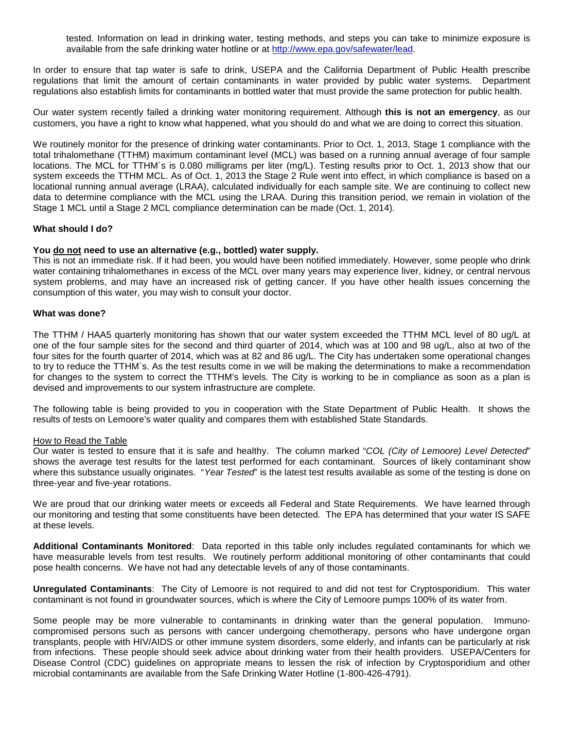tested. Information on lead in drinking water, testing methods, and steps you can take to minimize exposure is available from the safe drinking water hotline or at http://www.epa.gov/safewater/lead.

In order to ensure that tap water is safe to drink, USEPA and the California Department of Public Health prescribe regulations that limit the amount of certain contaminants in water provided by public water systems. Department regulations also establish limits for contaminants in bottled water that must provide the same protection for public health.

Our water system recently failed a drinking water monitoring requirement. Although **this is not an emergency**, as our customers, you have a right to know what happened, what you should do and what we are doing to correct this situation.

We routinely monitor for the presence of drinking water contaminants. Prior to Oct. 1, 2013, Stage 1 compliance with the total trihalomethane (TTHM) maximum contaminant level (MCL) was based on a running annual average of four sample locations. The MCL for TTHM`s is 0.080 milligrams per liter (mg/L). Testing results prior to Oct. 1, 2013 show that our system exceeds the TTHM MCL. As of Oct. 1, 2013 the Stage 2 Rule went into effect, in which compliance is based on a locational running annual average (LRAA), calculated individually for each sample site. We are continuing to collect new data to determine compliance with the MCL using the LRAA. During this transition period, we remain in violation of the Stage 1 MCL until a Stage 2 MCL compliance determination can be made (Oct. 1, 2014).

**What should I do?**

**You do not need to use an alternative (e.g., bottled) water supply.**
This is not an immediate risk. If it had been, you would have been notified immediately. However, some people who drink water containing trihalomethanes in excess of the MCL over many years may experience liver, kidney, or central nervous system problems, and may have an increased risk of getting cancer. If you have other health issues concerning the consumption of this water, you may wish to consult your doctor.

**What was done?**

The TTHM / HAA5 quarterly monitoring has shown that our water system exceeded the TTHM MCL level of 80 ug/L at one of the four sample sites for the second and third quarter of 2014, which was at 100 and 98 ug/L, also at two of the four sites for the fourth quarter of 2014, which was at 82 and 86 ug/L. The City has undertaken some operational changes to try to reduce the TTHM`s. As the test results come in we will be making the determinations to make a recommendation for changes to the system to correct the TTHM's levels. The City is working to be in compliance as soon as a plan is devised and improvements to our system infrastructure are complete.

The following table is being provided to you in cooperation with the State Department of Public Health. It shows the results of tests on Lemoore's water quality and compares them with established State Standards.

How to Read the Table
Our water is tested to ensure that it is safe and healthy. The column marked "*COL (City of Lemoore) Level Detected*" shows the average test results for the latest test performed for each contaminant. Sources of likely contaminant show where this substance usually originates. "*Year Tested*" is the latest test results available as some of the testing is done on three-year and five-year rotations.

We are proud that our drinking water meets or exceeds all Federal and State Requirements. We have learned through our monitoring and testing that some constituents have been detected. The EPA has determined that your water IS SAFE at these levels.

**Additional Contaminants Monitored**: Data reported in this table only includes regulated contaminants for which we have measurable levels from test results. We routinely perform additional monitoring of other contaminants that could pose health concerns. We have not had any detectable levels of any of those contaminants.

**Unregulated Contaminants**: The City of Lemoore is not required to and did not test for Cryptosporidium. This water contaminant is not found in groundwater sources, which is where the City of Lemoore pumps 100% of its water from.

Some people may be more vulnerable to contaminants in drinking water than the general population. Immuno-compromised persons such as persons with cancer undergoing chemotherapy, persons who have undergone organ transplants, people with HIV/AIDS or other immune system disorders, some elderly, and infants can be particularly at risk from infections. These people should seek advice about drinking water from their health providers. USEPA/Centers for Disease Control (CDC) guidelines on appropriate means to lessen the risk of infection by Cryptosporidium and other microbial contaminants are available from the Safe Drinking Water Hotline (1-800-426-4791).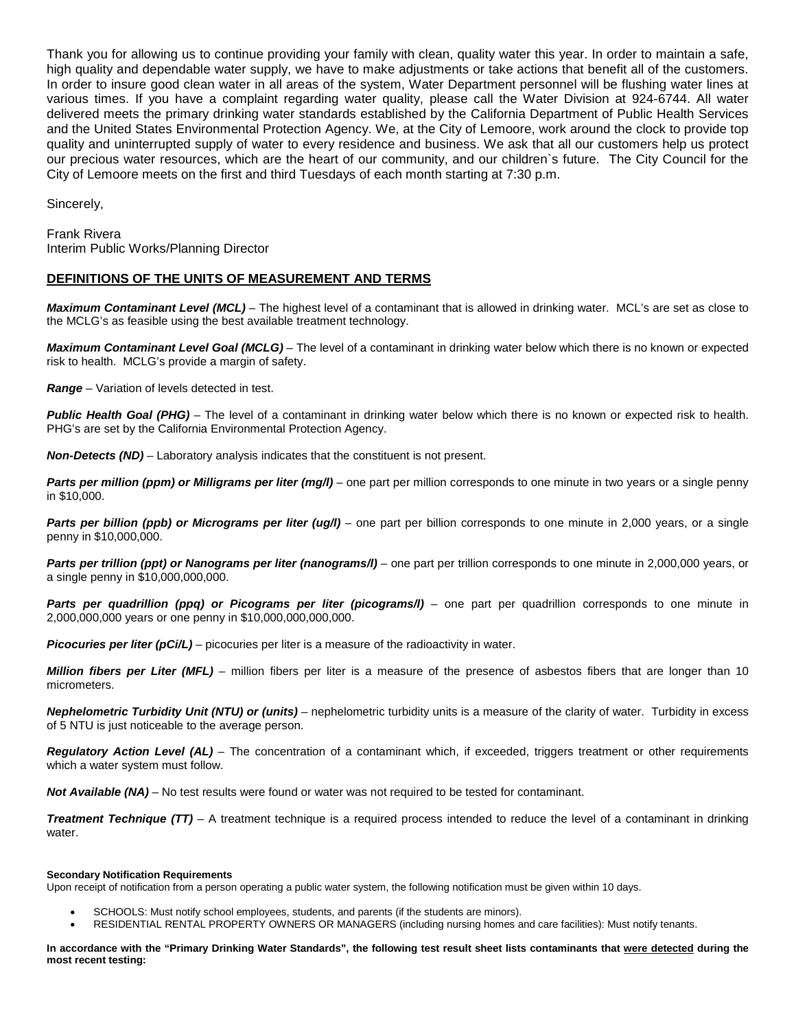Thank you for allowing us to continue providing your family with clean, quality water this year. In order to maintain a safe, high quality and dependable water supply, we have to make adjustments or take actions that benefit all of the customers. In order to insure good clean water in all areas of the system, Water Department personnel will be flushing water lines at various times. If you have a complaint regarding water quality, please call the Water Division at 924-6744. All water delivered meets the primary drinking water standards established by the California Department of Public Health Services and the United States Environmental Protection Agency. We, at the City of Lemoore, work around the clock to provide top quality and uninterrupted supply of water to every residence and business. We ask that all our customers help us protect our precious water resources, which are the heart of our community, and our children`s future. The City Council for the City of Lemoore meets on the first and third Tuesdays of each month starting at 7:30 p.m.

Sincerely,

Frank Rivera
Interim Public Works/Planning Director

## DEFINITIONS OF THE UNITS OF MEASUREMENT AND TERMS

***Maximum Contaminant Level (MCL)*** – The highest level of a contaminant that is allowed in drinking water. MCL's are set as close to the MCLG's as feasible using the best available treatment technology.

***Maximum Contaminant Level Goal (MCLG)*** – The level of a contaminant in drinking water below which there is no known or expected risk to health. MCLG's provide a margin of safety.

***Range*** – Variation of levels detected in test.

***Public Health Goal (PHG)*** – The level of a contaminant in drinking water below which there is no known or expected risk to health. PHG's are set by the California Environmental Protection Agency.

***Non-Detects (ND)*** – Laboratory analysis indicates that the constituent is not present.

***Parts per million (ppm) or Milligrams per liter (mg/l)*** – one part per million corresponds to one minute in two years or a single penny in $10,000.

***Parts per billion (ppb) or Micrograms per liter (ug/l)*** – one part per billion corresponds to one minute in 2,000 years, or a single penny in $10,000,000.

***Parts per trillion (ppt) or Nanograms per liter (nanograms/l)*** – one part per trillion corresponds to one minute in 2,000,000 years, or a single penny in $10,000,000,000.

***Parts per quadrillion (ppq) or Picograms per liter (picograms/l)*** – one part per quadrillion corresponds to one minute in 2,000,000,000 years or one penny in $10,000,000,000,000.

***Picocuries per liter (pCi/L)*** – picocuries per liter is a measure of the radioactivity in water.

***Million fibers per Liter (MFL)*** – million fibers per liter is a measure of the presence of asbestos fibers that are longer than 10 micrometers.

***Nephelometric Turbidity Unit (NTU) or (units)*** – nephelometric turbidity units is a measure of the clarity of water. Turbidity in excess of 5 NTU is just noticeable to the average person.

***Regulatory Action Level (AL)*** – The concentration of a contaminant which, if exceeded, triggers treatment or other requirements which a water system must follow.

***Not Available (NA)*** – No test results were found or water was not required to be tested for contaminant.

***Treatment Technique (TT)*** – A treatment technique is a required process intended to reduce the level of a contaminant in drinking water.

**Secondary Notification Requirements**
Upon receipt of notification from a person operating a public water system, the following notification must be given within 10 days.

- SCHOOLS: Must notify school employees, students, and parents (if the students are minors).
- RESIDENTIAL RENTAL PROPERTY OWNERS OR MANAGERS (including nursing homes and care facilities): Must notify tenants.

**In accordance with the "Primary Drinking Water Standards", the following test result sheet lists contaminants that were detected during the most recent testing:**